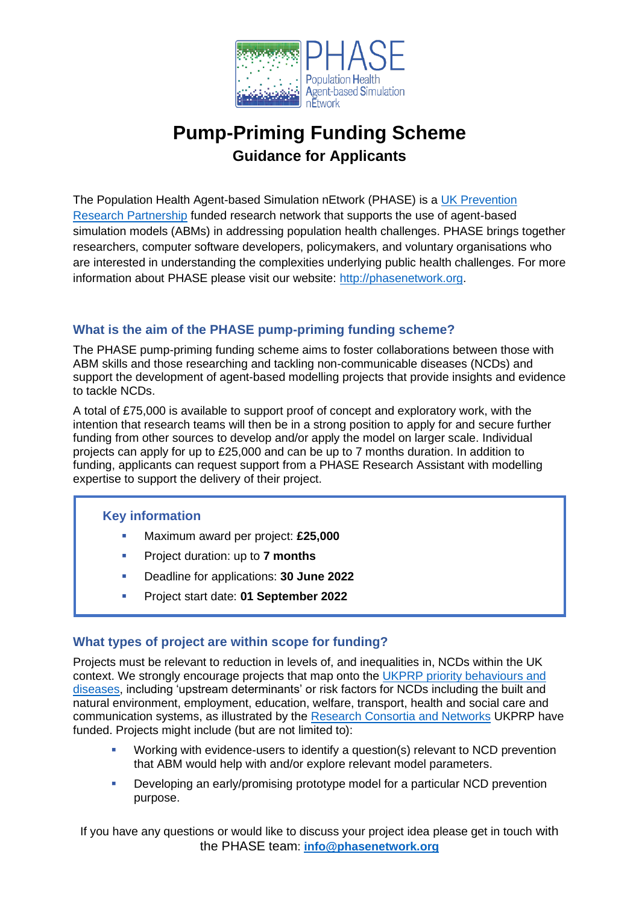PHASE
Population Health Agent-based Simulation nEtwork

# Pump-Priming Funding Scheme

## Guidance for Applicants

The Population Health Agent-based Simulation nEtwork (PHASE) is a UK Prevention Research Partnership funded research network that supports the use of agent-based simulation models (ABMs) in addressing population health challenges. PHASE brings together researchers, computer software developers, policymakers, and voluntary organisations who are interested in understanding the complexities underlying public health challenges. For more information about PHASE please visit our website: http://phasenetwork.org.

### What is the aim of the PHASE pump-priming funding scheme?

The PHASE pump-priming funding scheme aims to foster collaborations between those with ABM skills and those researching and tackling non-communicable diseases (NCDs) and support the development of agent-based modelling projects that provide insights and evidence to tackle NCDs.

A total of £75,000 is available to support proof of concept and exploratory work, with the intention that research teams will then be in a strong position to apply for and secure further funding from other sources to develop and/or apply the model on larger scale. Individual projects can apply for up to £25,000 and can be up to 7 months duration. In addition to funding, applicants can request support from a PHASE Research Assistant with modelling expertise to support the delivery of their project.

### Key information

- Maximum award per project: **£25,000**
- Project duration: up to **7 months**
- Deadline for applications: **30 June 2022**
- Project start date: **01 September 2022**

### What types of project are within scope for funding?

Projects must be relevant to reduction in levels of, and inequalities in, NCDs within the UK context. We strongly encourage projects that map onto the UKPRP priority behaviours and diseases, including 'upstream determinants' or risk factors for NCDs including the built and natural environment, employment, education, welfare, transport, health and social care and communication systems, as illustrated by the Research Consortia and Networks UKPRP have funded. Projects might include (but are not limited to):

- Working with evidence-users to identify a question(s) relevant to NCD prevention that ABM would help with and/or explore relevant model parameters.
- Developing an early/promising prototype model for a particular NCD prevention purpose.

If you have any questions or would like to discuss your project idea please get in touch with the PHASE team: **info@phasenetwork.org**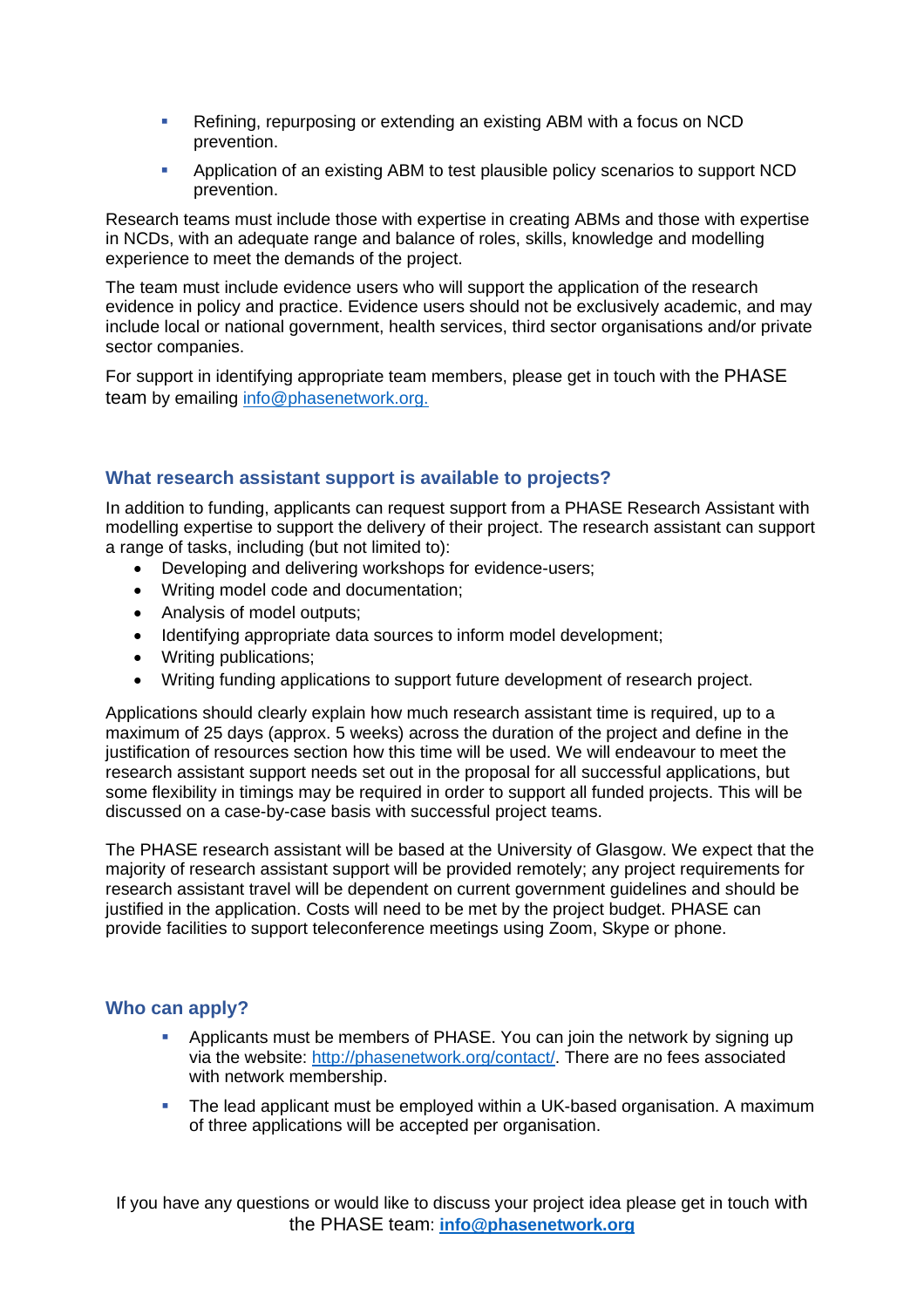- Refining, repurposing or extending an existing ABM with a focus on NCD prevention.
- Application of an existing ABM to test plausible policy scenarios to support NCD prevention.

Research teams must include those with expertise in creating ABMs and those with expertise in NCDs, with an adequate range and balance of roles, skills, knowledge and modelling experience to meet the demands of the project.

The team must include evidence users who will support the application of the research evidence in policy and practice. Evidence users should not be exclusively academic, and may include local or national government, health services, third sector organisations and/or private sector companies.

For support in identifying appropriate team members, please get in touch with the PHASE team by emailing info@phasenetwork.org.

### What research assistant support is available to projects?

In addition to funding, applicants can request support from a PHASE Research Assistant with modelling expertise to support the delivery of their project. The research assistant can support a range of tasks, including (but not limited to):

- Developing and delivering workshops for evidence-users;
- Writing model code and documentation;
- Analysis of model outputs;
- Identifying appropriate data sources to inform model development;
- Writing publications;
- Writing funding applications to support future development of research project.

Applications should clearly explain how much research assistant time is required, up to a maximum of 25 days (approx. 5 weeks) across the duration of the project and define in the justification of resources section how this time will be used. We will endeavour to meet the research assistant support needs set out in the proposal for all successful applications, but some flexibility in timings may be required in order to support all funded projects. This will be discussed on a case-by-case basis with successful project teams.

The PHASE research assistant will be based at the University of Glasgow. We expect that the majority of research assistant support will be provided remotely; any project requirements for research assistant travel will be dependent on current government guidelines and should be justified in the application. Costs will need to be met by the project budget. PHASE can provide facilities to support teleconference meetings using Zoom, Skype or phone.

### Who can apply?

- Applicants must be members of PHASE. You can join the network by signing up via the website: http://phasenetwork.org/contact/. There are no fees associated with network membership.
- The lead applicant must be employed within a UK-based organisation. A maximum of three applications will be accepted per organisation.

If you have any questions or would like to discuss your project idea please get in touch with the PHASE team: **info@phasenetwork.org**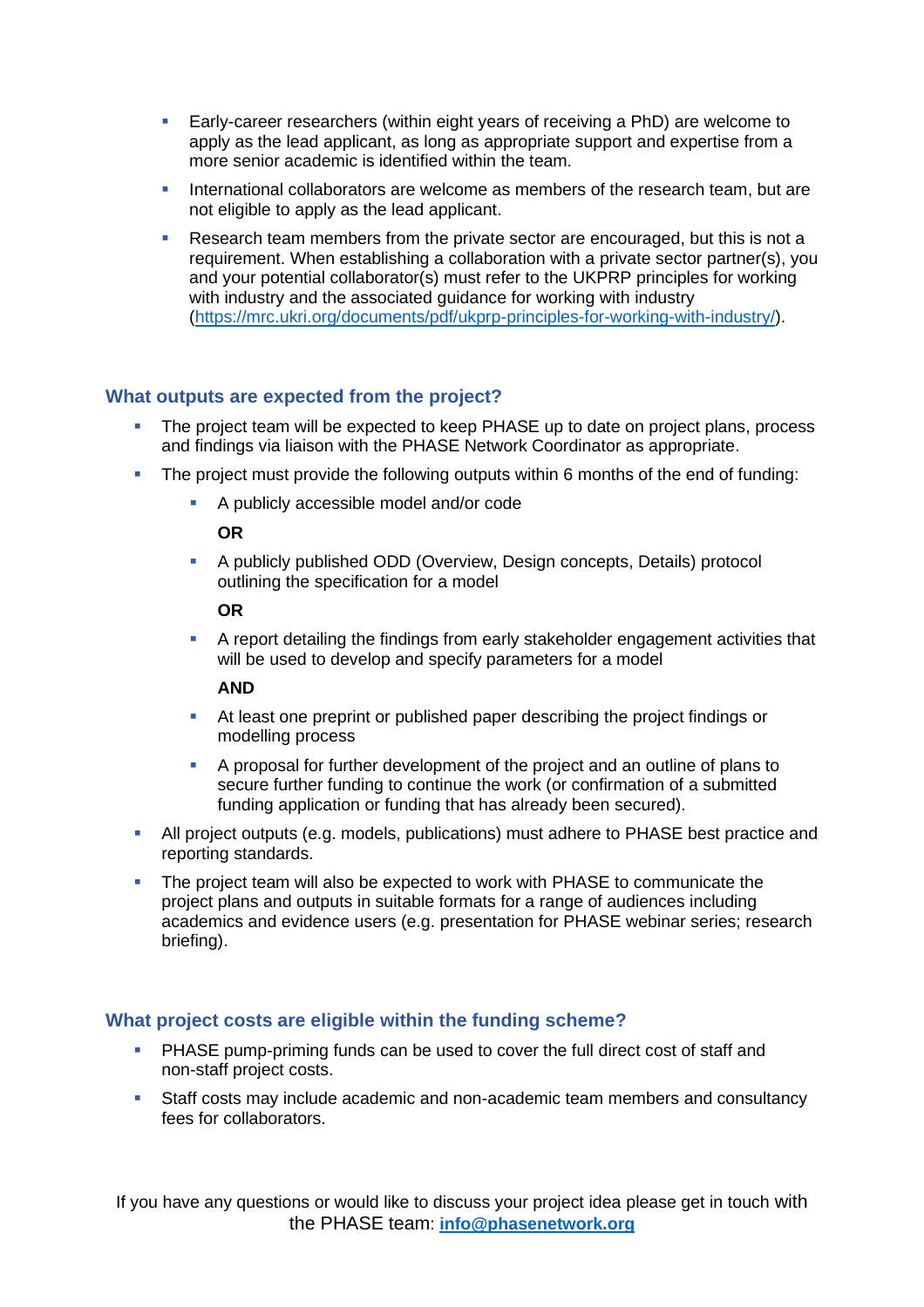- Early-career researchers (within eight years of receiving a PhD) are welcome to apply as the lead applicant, as long as appropriate support and expertise from a more senior academic is identified within the team.
- International collaborators are welcome as members of the research team, but are not eligible to apply as the lead applicant.
- Research team members from the private sector are encouraged, but this is not a requirement. When establishing a collaboration with a private sector partner(s), you and your potential collaborator(s) must refer to the UKPRP principles for working with industry and the associated guidance for working with industry (https://mrc.ukri.org/documents/pdf/ukprp-principles-for-working-with-industry/).

### What outputs are expected from the project?

- The project team will be expected to keep PHASE up to date on project plans, process and findings via liaison with the PHASE Network Coordinator as appropriate.
- The project must provide the following outputs within 6 months of the end of funding:
  - A publicly accessible model and/or code

    **OR**
  - A publicly published ODD (Overview, Design concepts, Details) protocol outlining the specification for a model

    **OR**
  - A report detailing the findings from early stakeholder engagement activities that will be used to develop and specify parameters for a model

    **AND**
  - At least one preprint or published paper describing the project findings or modelling process
  - A proposal for further development of the project and an outline of plans to secure further funding to continue the work (or confirmation of a submitted funding application or funding that has already been secured).
- All project outputs (e.g. models, publications) must adhere to PHASE best practice and reporting standards.
- The project team will also be expected to work with PHASE to communicate the project plans and outputs in suitable formats for a range of audiences including academics and evidence users (e.g. presentation for PHASE webinar series; research briefing).

### What project costs are eligible within the funding scheme?

- PHASE pump-priming funds can be used to cover the full direct cost of staff and non-staff project costs.
- Staff costs may include academic and non-academic team members and consultancy fees for collaborators.

If you have any questions or would like to discuss your project idea please get in touch with the PHASE team: **info@phasenetwork.org**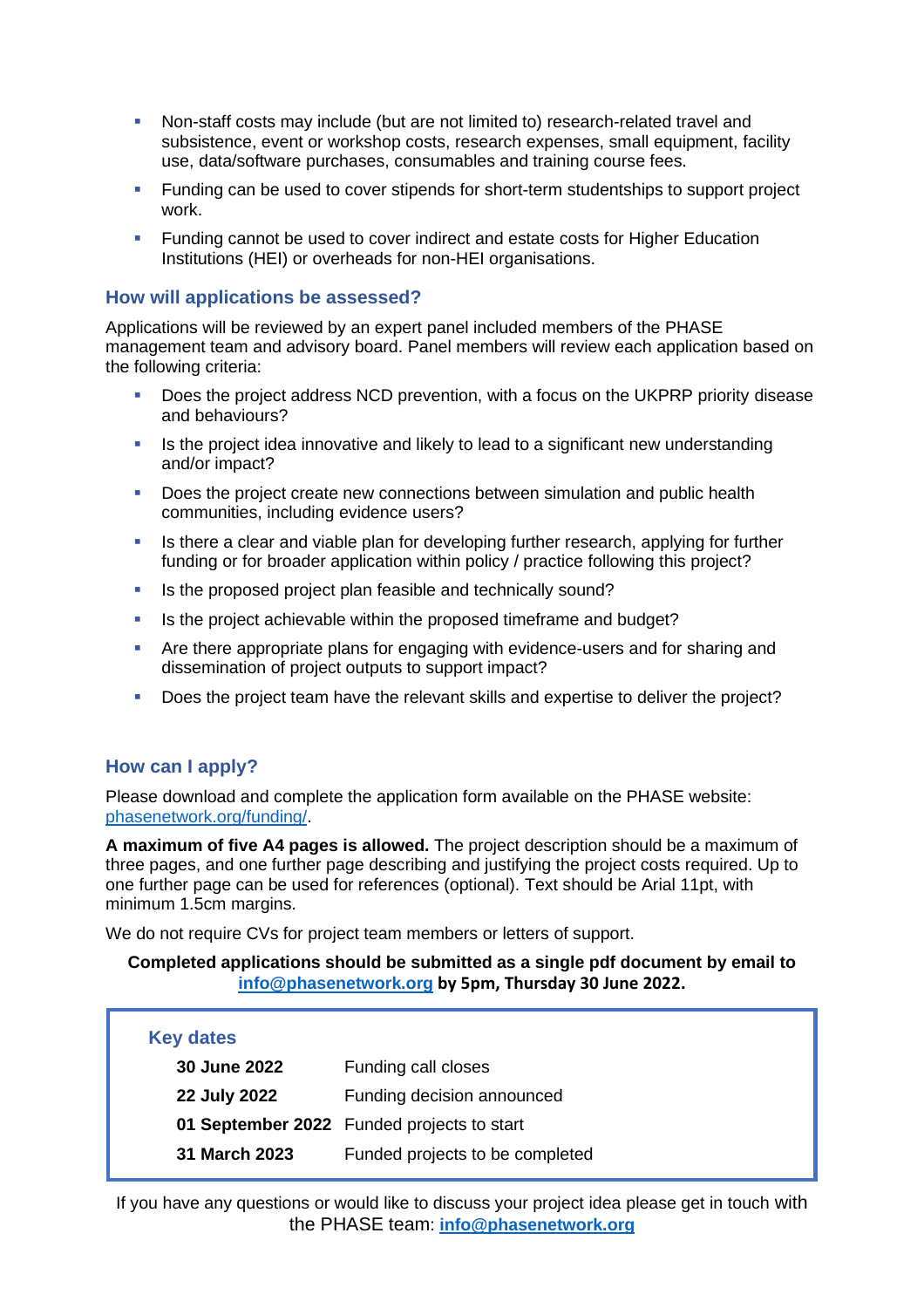- Non-staff costs may include (but are not limited to) research-related travel and subsistence, event or workshop costs, research expenses, small equipment, facility use, data/software purchases, consumables and training course fees.
- Funding can be used to cover stipends for short-term studentships to support project work.
- Funding cannot be used to cover indirect and estate costs for Higher Education Institutions (HEI) or overheads for non-HEI organisations.

## How will applications be assessed?

Applications will be reviewed by an expert panel included members of the PHASE management team and advisory board. Panel members will review each application based on the following criteria:

- Does the project address NCD prevention, with a focus on the UKPRP priority disease and behaviours?
- Is the project idea innovative and likely to lead to a significant new understanding and/or impact?
- Does the project create new connections between simulation and public health communities, including evidence users?
- Is there a clear and viable plan for developing further research, applying for further funding or for broader application within policy / practice following this project?
- Is the proposed project plan feasible and technically sound?
- Is the project achievable within the proposed timeframe and budget?
- Are there appropriate plans for engaging with evidence-users and for sharing and dissemination of project outputs to support impact?
- Does the project team have the relevant skills and expertise to deliver the project?

## How can I apply?

Please download and complete the application form available on the PHASE website: [phasenetwork.org/funding/](phasenetwork.org/funding/).

**A maximum of five A4 pages is allowed.** The project description should be a maximum of three pages, and one further page describing and justifying the project costs required. Up to one further page can be used for references (optional). Text should be Arial 11pt, with minimum 1.5cm margins.

We do not require CVs for project team members or letters of support.

**Completed applications should be submitted as a single pdf document by email to [info@phasenetwork.org](mailto:info@phasenetwork.org) by 5pm, Thursday 30 June 2022.**

### Key dates

| | |
|---|---|
| **30 June 2022** | Funding call closes |
| **22 July 2022** | Funding decision announced |
| **01 September 2022** | Funded projects to start |
| **31 March 2023** | Funded projects to be completed |

If you have any questions or would like to discuss your project idea please get in touch with the PHASE team: **[info@phasenetwork.org](mailto:info@phasenetwork.org)**